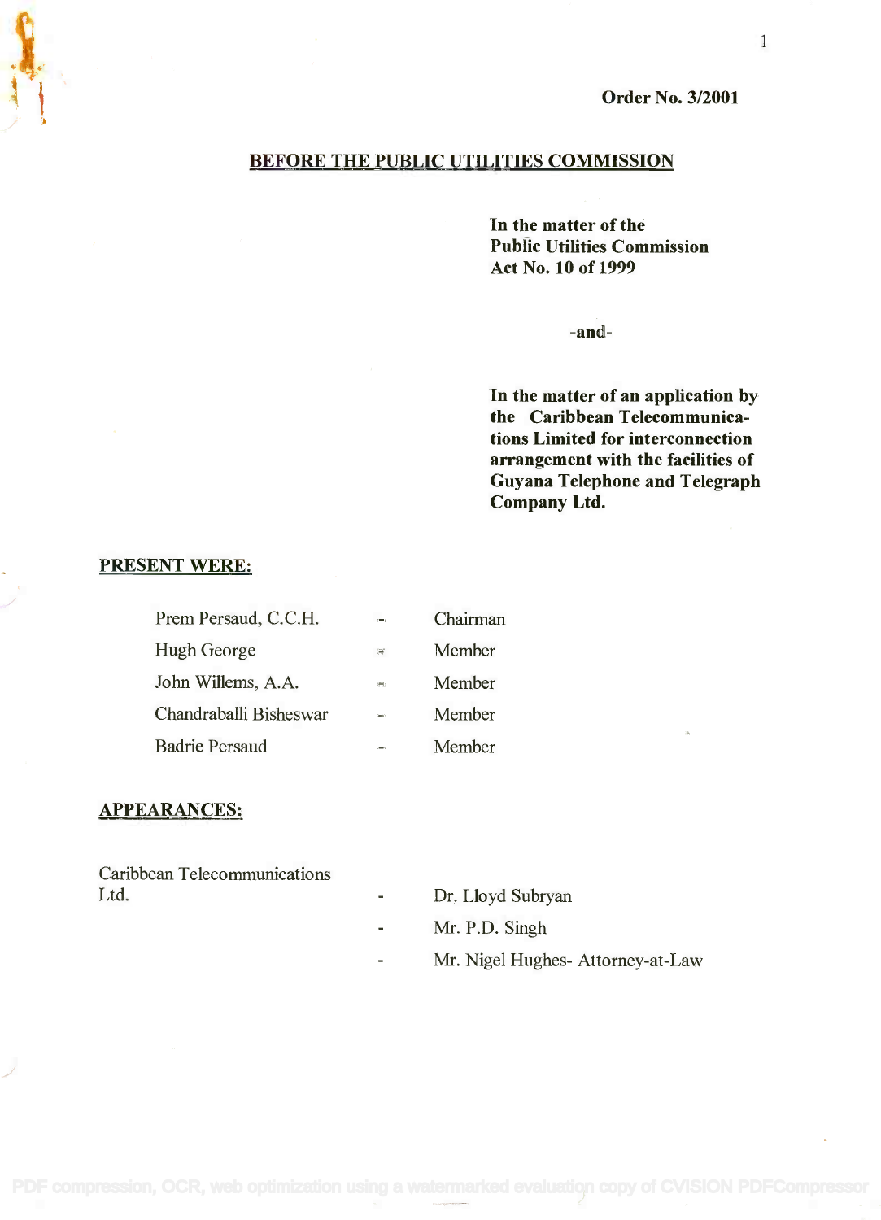**Order No. 3/2001**

## BEFORE THE PUBLIC UTILITIES COMMISSION

**In the matter of the Public Utilities Commission Act No. 10 of 1999**

**-and-**

**In the matter of an application by the Caribbean Telecommunications Limited for interconnection arrangement with the facilities of Guyana Telephone and Telegraph Company Ltd.**

**PRESENT WERE:**

| | | |
|---|---|---|
| Prem Persaud, C.C.H. | - | Chairman |
| Hugh George | - | Member |
| John Willems, A.A. | - | Member |
| Chandraballi Bisheswar | - | Member |
| Badrie Persaud | - | Member |

**APPEARANCES:**

| | | |
|---|---|---|
| Caribbean Telecommunications Ltd. | - | Dr. Lloyd Subryan |
| | - | Mr. P.D. Singh |
| | - | Mr. Nigel Hughes- Attorney-at-Law |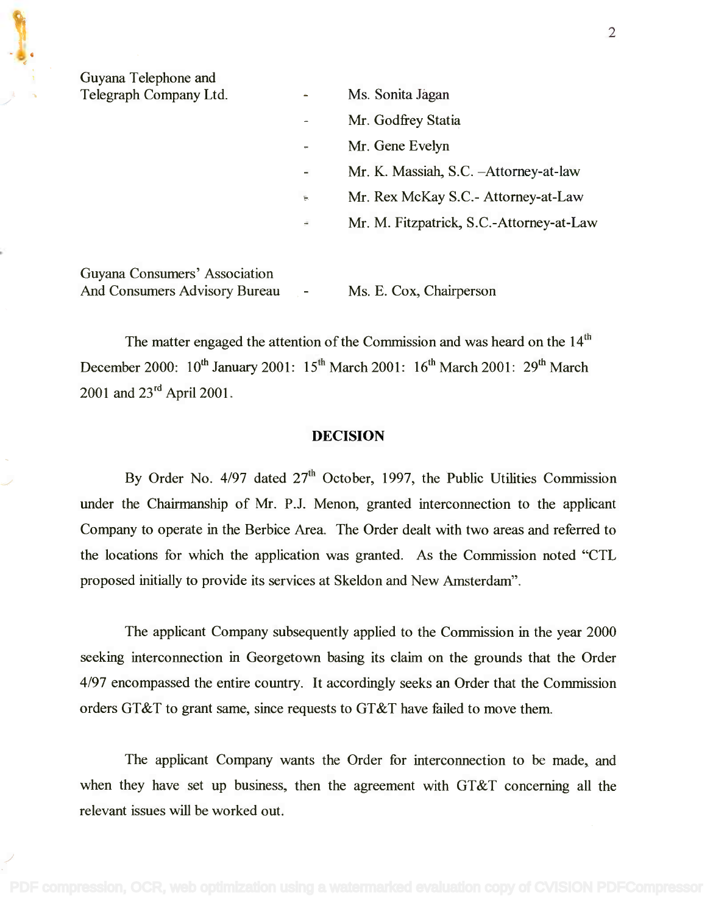| | | |
|---|---|---|
| Guyana Telephone and Telegraph Company Ltd. | - | Ms. Sonita Jagan |
| | - | Mr. Godfrey Statia |
| | - | Mr. Gene Evelyn |
| | - | Mr. K. Massiah, S.C. –Attorney-at-law |
| | - | Mr. Rex McKay S.C.- Attorney-at-Law |
| | - | Mr. M. Fitzpatrick, S.C.-Attorney-at-Law |
| Guyana Consumers' Association And Consumers Advisory Bureau | - | Ms. E. Cox, Chairperson |

The matter engaged the attention of the Commission and was heard on the 14th December 2000: 10th January 2001: 15th March 2001: 16th March 2001: 29th March 2001 and 23rd April 2001.

## DECISION

By Order No. 4/97 dated 27th October, 1997, the Public Utilities Commission under the Chairmanship of Mr. P.J. Menon, granted interconnection to the applicant Company to operate in the Berbice Area. The Order dealt with two areas and referred to the locations for which the application was granted. As the Commission noted "CTL proposed initially to provide its services at Skeldon and New Amsterdam".

The applicant Company subsequently applied to the Commission in the year 2000 seeking interconnection in Georgetown basing its claim on the grounds that the Order 4/97 encompassed the entire country. It accordingly seeks an Order that the Commission orders GT&T to grant same, since requests to GT&T have failed to move them.

The applicant Company wants the Order for interconnection to be made, and when they have set up business, then the agreement with GT&T concerning all the relevant issues will be worked out.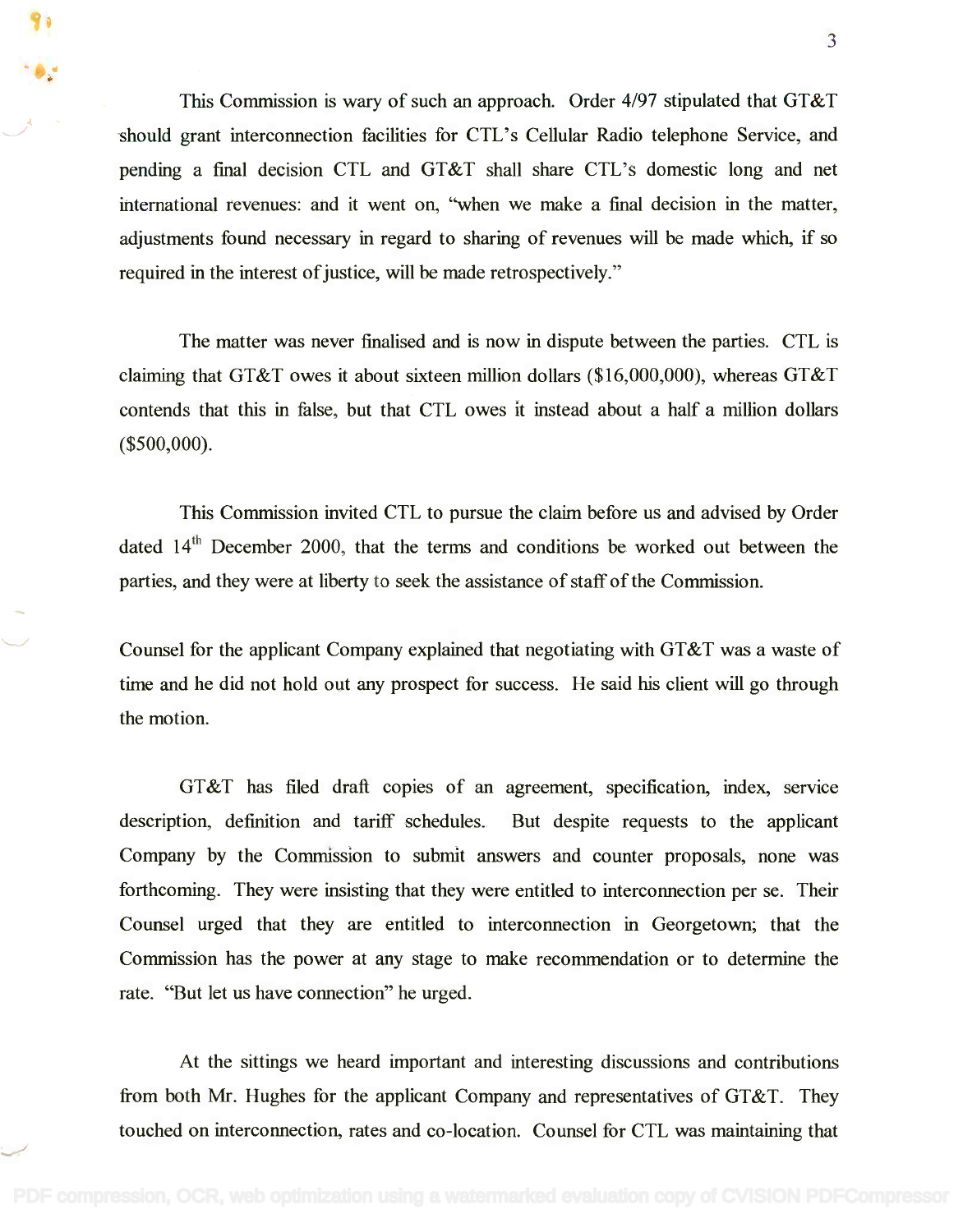This Commission is wary of such an approach. Order 4/97 stipulated that GT&T should grant interconnection facilities for CTL's Cellular Radio telephone Service, and pending a final decision CTL and GT&T shall share CTL's domestic long and net international revenues: and it went on, "when we make a final decision in the matter, adjustments found necessary in regard to sharing of revenues will be made which, if so required in the interest of justice, will be made retrospectively."

The matter was never finalised and is now in dispute between the parties. CTL is claiming that GT&T owes it about sixteen million dollars ($16,000,000), whereas GT&T contends that this in false, but that CTL owes it instead about a half a million dollars ($500,000).

This Commission invited CTL to pursue the claim before us and advised by Order dated 14th December 2000, that the terms and conditions be worked out between the parties, and they were at liberty to seek the assistance of staff of the Commission.

Counsel for the applicant Company explained that negotiating with GT&T was a waste of time and he did not hold out any prospect for success. He said his client will go through the motion.

GT&T has filed draft copies of an agreement, specification, index, service description, definition and tariff schedules. But despite requests to the applicant Company by the Commission to submit answers and counter proposals, none was forthcoming. They were insisting that they were entitled to interconnection per se. Their Counsel urged that they are entitled to interconnection in Georgetown; that the Commission has the power at any stage to make recommendation or to determine the rate. "But let us have connection" he urged.

At the sittings we heard important and interesting discussions and contributions from both Mr. Hughes for the applicant Company and representatives of GT&T. They touched on interconnection, rates and co-location. Counsel for CTL was maintaining that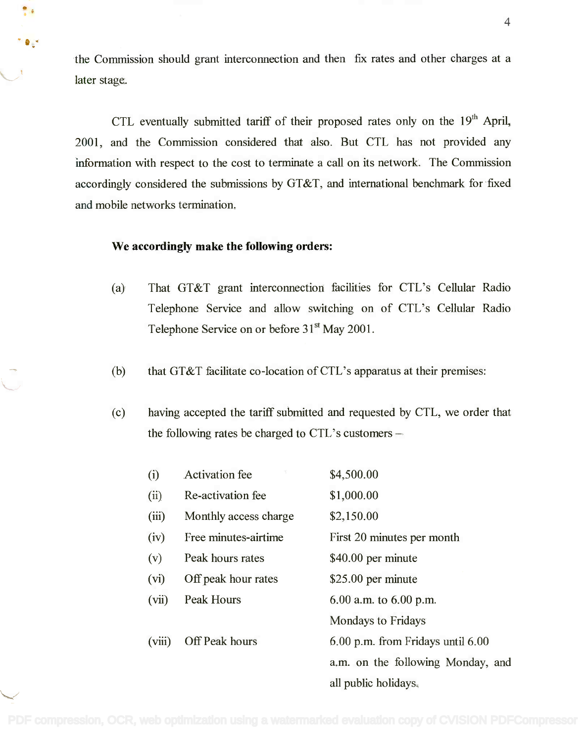the Commission should grant interconnection and then fix rates and other charges at a later stage.

CTL eventually submitted tariff of their proposed rates only on the 19th April, 2001, and the Commission considered that also. But CTL has not provided any information with respect to the cost to terminate a call on its network. The Commission accordingly considered the submissions by GT&T, and international benchmark for fixed and mobile networks termination.

**We accordingly make the following orders:**

(a) That GT&T grant interconnection facilities for CTL's Cellular Radio Telephone Service and allow switching on of CTL's Cellular Radio Telephone Service on or before 31st May 2001.

(b) that GT&T facilitate co-location of CTL's apparatus at their premises:

(c) having accepted the tariff submitted and requested by CTL, we order that the following rates be charged to CTL's customers –

| | | |
|---|---|---|
| (i) | Activation fee | $4,500.00 |
| (ii) | Re-activation fee | $1,000.00 |
| (iii) | Monthly access charge | $2,150.00 |
| (iv) | Free minutes-airtime | First 20 minutes per month |
| (v) | Peak hours rates | $40.00 per minute |
| (vi) | Off peak hour rates | $25.00 per minute |
| (vii) | Peak Hours | 6.00 a.m. to 6.00 p.m. Mondays to Fridays |
| (viii) | Off Peak hours | 6.00 p.m. from Fridays until 6.00 a.m. on the following Monday, and all public holidays. |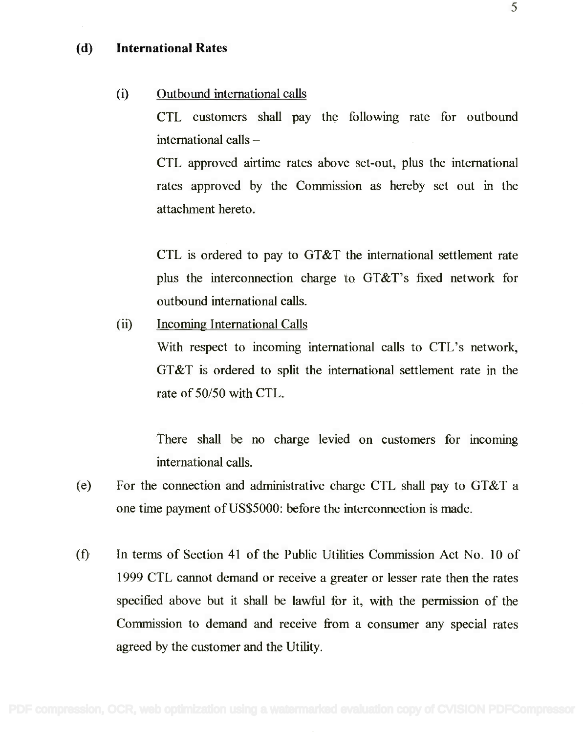**(d) International Rates**

(i) Outbound international calls

CTL customers shall pay the following rate for outbound international calls –

CTL approved airtime rates above set-out, plus the international rates approved by the Commission as hereby set out in the attachment hereto.

CTL is ordered to pay to GT&T the international settlement rate plus the interconnection charge to GT&T's fixed network for outbound international calls.

(ii) Incoming International Calls

With respect to incoming international calls to CTL's network, GT&T is ordered to split the international settlement rate in the rate of 50/50 with CTL.

There shall be no charge levied on customers for incoming international calls.

(e) For the connection and administrative charge CTL shall pay to GT&T a one time payment of US$5000: before the interconnection is made.

(f) In terms of Section 41 of the Public Utilities Commission Act No. 10 of 1999 CTL cannot demand or receive a greater or lesser rate then the rates specified above but it shall be lawful for it, with the permission of the Commission to demand and receive from a consumer any special rates agreed by the customer and the Utility.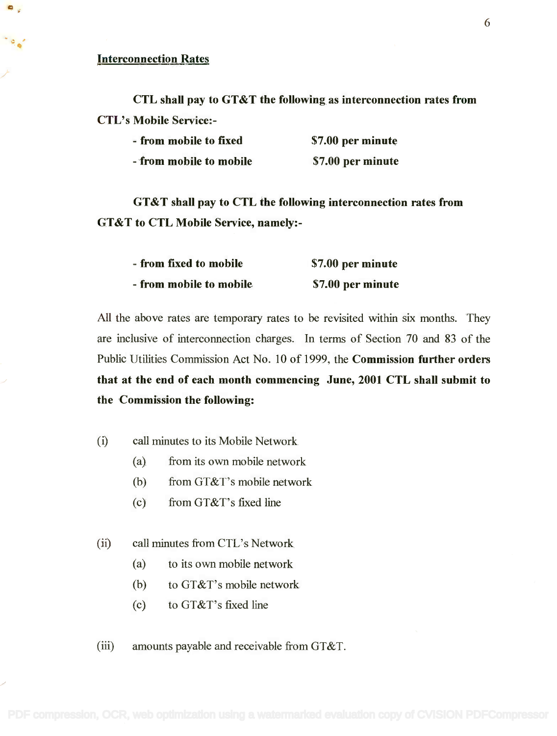**<u>Interconnection Rates</u>**

**CTL shall pay to GT&T the following as interconnection rates from CTL's Mobile Service:-**

| | |
|---|---|
| **- from mobile to fixed** | **$7.00 per minute** |
| **- from mobile to mobile** | **$7.00 per minute** |

**GT&T shall pay to CTL the following interconnection rates from GT&T to CTL Mobile Service, namely:-**

| | |
|---|---|
| **- from fixed to mobile** | **$7.00 per minute** |
| **- from mobile to mobile** | **$7.00 per minute** |

All the above rates are temporary rates to be revisited within six months. They are inclusive of interconnection charges. In terms of Section 70 and 83 of the Public Utilities Commission Act No. 10 of 1999, the **Commission further orders that at the end of each month commencing June, 2001 CTL shall submit to the Commission the following:**

(i) call minutes to its Mobile Network
   - (a) from its own mobile network
   - (b) from GT&T's mobile network
   - (c) from GT&T's fixed line

(ii) call minutes from CTL's Network
   - (a) to its own mobile network
   - (b) to GT&T's mobile network
   - (c) to GT&T's fixed line

(iii) amounts payable and receivable from GT&T.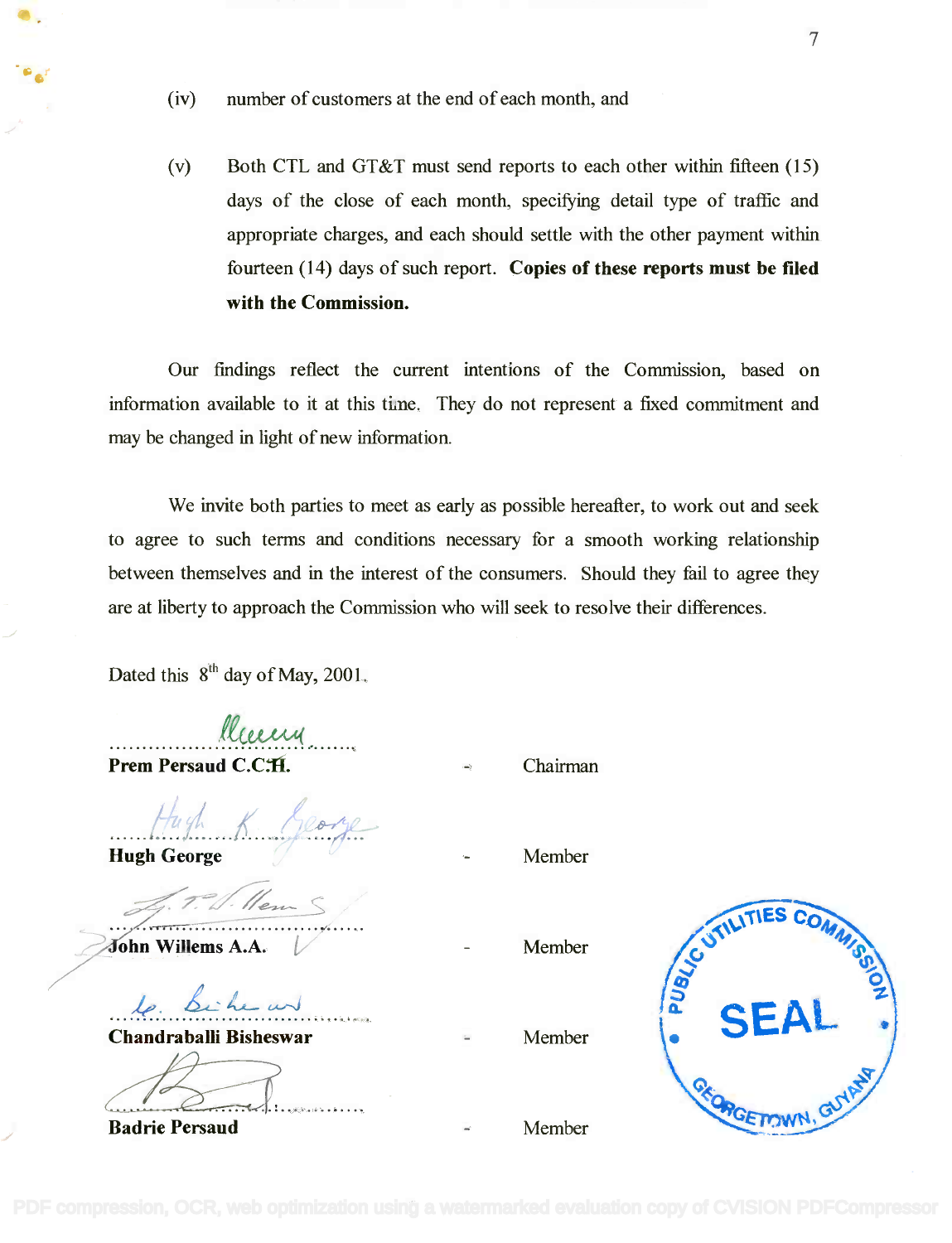(iv) number of customers at the end of each month, and

(v) Both CTL and GT&T must send reports to each other within fifteen (15) days of the close of each month, specifying detail type of traffic and appropriate charges, and each should settle with the other payment within fourteen (14) days of such report. **Copies of these reports must be filed with the Commission.**

Our findings reflect the current intentions of the Commission, based on information available to it at this time. They do not represent a fixed commitment and may be changed in light of new information.

We invite both parties to meet as early as possible hereafter, to work out and seek to agree to such terms and conditions necessary for a smooth working relationship between themselves and in the interest of the consumers. Should they fail to agree they are at liberty to approach the Commission who will seek to resolve their differences.

Dated this 8th day of May, 2001.

| | | |
|---|---|---|
| **Prem Persaud C.C.H.** | - | Chairman |
| **Hugh George** | - | Member |
| **John Willems A.A.** | - | Member |
| **Chandraballi Bisheswar** | - | Member |
| **Badrie Persaud** | - | Member |

PUBLIC UTILITIES COMMISSION SEAL GEORGETOWN, GUYANA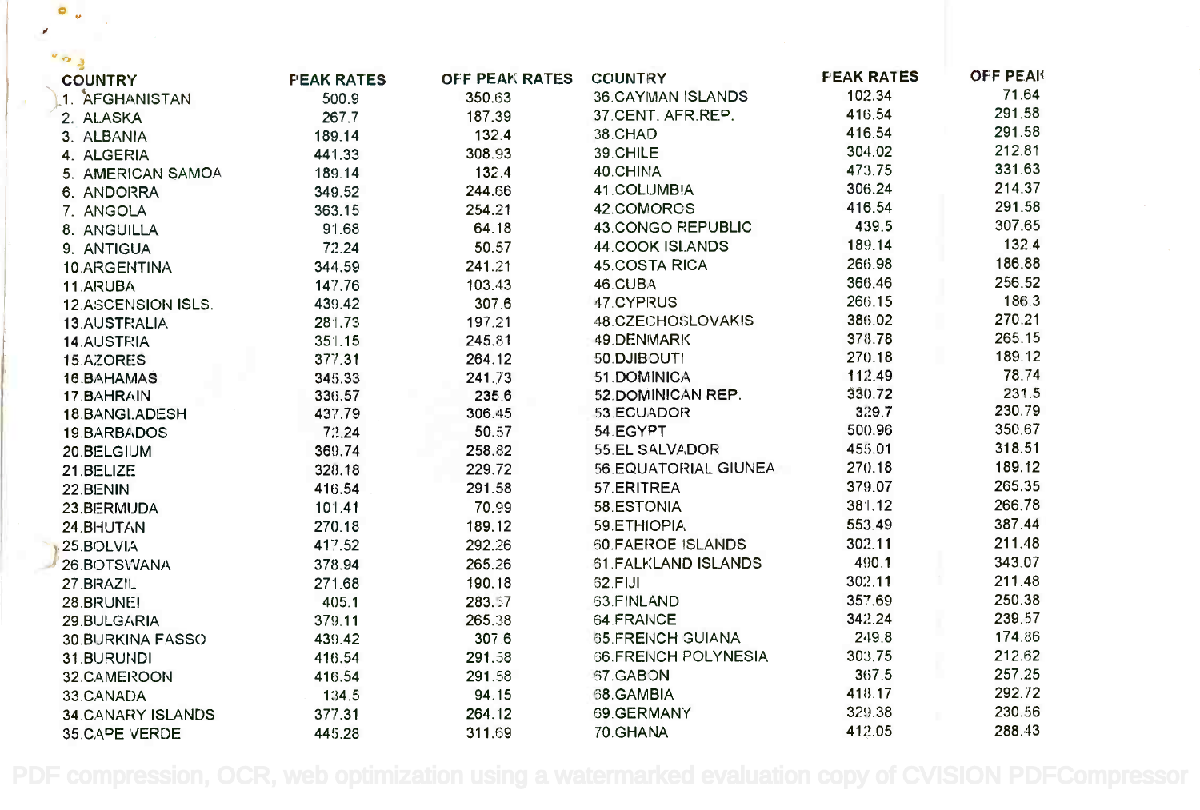| COUNTRY | PEAK RATES | OFF PEAK RATES |
|---|---|---|
| 1. AFGHANISTAN | 500.9 | 350.63 |
| 2. ALASKA | 267.7 | 187.39 |
| 3. ALBANIA | 189.14 | 132.4 |
| 4. ALGERIA | 441.33 | 308.93 |
| 5. AMERICAN SAMOA | 189.14 | 132.4 |
| 6. ANDORRA | 349.52 | 244.66 |
| 7. ANGOLA | 363.15 | 254.21 |
| 8. ANGUILLA | 91.68 | 64.18 |
| 9. ANTIGUA | 72.24 | 50.57 |
| 10.ARGENTINA | 344.59 | 241.21 |
| 11.ARUBA | 147.76 | 103.43 |
| 12.ASCENSION ISLS. | 439.42 | 307.6 |
| 13.AUSTRALIA | 281.73 | 197.21 |
| 14.AUSTRIA | 351.15 | 245.81 |
| 15.AZORES | 377.31 | 264.12 |
| 16.BAHAMAS | 345.33 | 241.73 |
| 17.BAHRAIN | 336.57 | 235.6 |
| 18.BANGLADESH | 437.79 | 306.45 |
| 19.BARBADOS | 72.24 | 50.57 |
| 20.BELGIUM | 369.74 | 258.82 |
| 21.BELIZE | 328.18 | 229.72 |
| 22.BENIN | 416.54 | 291.58 |
| 23.BERMUDA | 101.41 | 70.99 |
| 24.BHUTAN | 270.18 | 189.12 |
| 25.BOLVIA | 417.52 | 292.26 |
| 26.BOTSWANA | 378.94 | 265.26 |
| 27.BRAZIL | 271.68 | 190.18 |
| 28.BRUNEI | 405.1 | 283.57 |
| 29.BULGARIA | 379.11 | 265.38 |
| 30.BURKINA FASSO | 439.42 | 307.6 |
| 31.BURUNDI | 416.54 | 291.58 |
| 32.CAMEROON | 416.54 | 291.58 |
| 33.CANADA | 134.5 | 94.15 |
| 34.CANARY ISLANDS | 377.31 | 264.12 |
| 35.CAPE VERDE | 445.28 | 311.69 |

| COUNTRY | PEAK RATES | OFF PEAK |
|---|---|---|
| 36.CAYMAN ISLANDS | 102.34 | 71.64 |
| 37.CENT. AFR.REP. | 416.54 | 291.58 |
| 38.CHAD | 416.54 | 291.58 |
| 39.CHILE | 304.02 | 212.81 |
| 40.CHINA | 473.75 | 331.63 |
| 41.COLUMBIA | 306.24 | 214.37 |
| 42.COMOROS | 416.54 | 291.58 |
| 43.CONGO REPUBLIC | 439.5 | 307.65 |
| 44.COOK ISLANDS | 189.14 | 132.4 |
| 45.COSTA RICA | 266.98 | 186.88 |
| 46.CUBA | 366.46 | 256.52 |
| 47.CYPRUS | 266.15 | 186.3 |
| 48.CZECHOSLOVAKIS | 386.02 | 270.21 |
| 49.DENMARK | 378.78 | 265.15 |
| 50.DJIBOUTI | 270.18 | 189.12 |
| 51.DOMINICA | 112.49 | 78.74 |
| 52.DOMINICAN REP. | 330.72 | 231.5 |
| 53.ECUADOR | 329.7 | 230.79 |
| 54.EGYPT | 500.96 | 350.67 |
| 55.EL SALVADOR | 455.01 | 318.51 |
| 56.EQUATORIAL GIUNEA | 270.18 | 189.12 |
| 57.ERITREA | 379.07 | 265.35 |
| 58.ESTONIA | 381.12 | 266.78 |
| 59.ETHIOPIA | 553.49 | 387.44 |
| 60.FAEROE ISLANDS | 302.11 | 211.48 |
| 61.FALKLAND ISLANDS | 490.1 | 343.07 |
| 62.FIJI | 302.11 | 211.48 |
| 63.FINLAND | 357.69 | 250.38 |
| 64.FRANCE | 342.24 | 239.57 |
| 65.FRENCH GUIANA | 249.8 | 174.86 |
| 66.FRENCH POLYNESIA | 303.75 | 212.62 |
| 67.GABON | 367.5 | 257.25 |
| 68.GAMBIA | 418.17 | 292.72 |
| 69.GERMANY | 329.38 | 230.56 |
| 70.GHANA | 412.05 | 288.43 |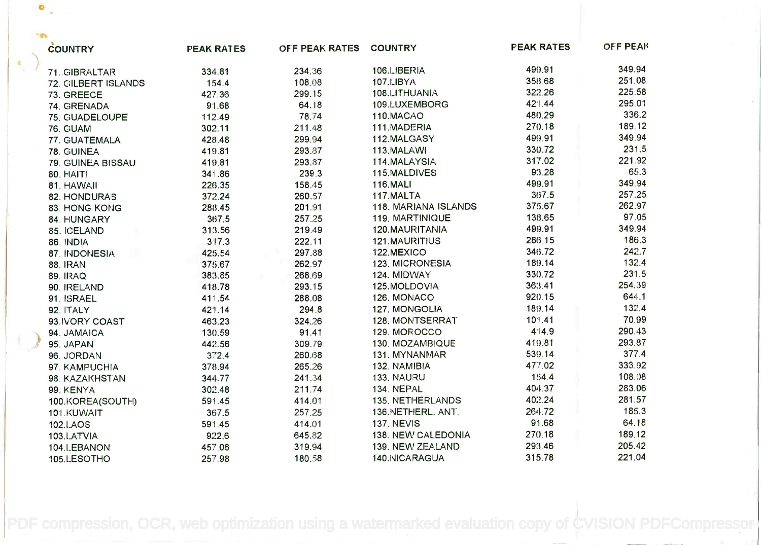| COUNTRY | PEAK RATES | OFF PEAK RATES | COUNTRY | PEAK RATES | OFF PEAK |
|---|---|---|---|---|---|
| 71. GIBRALTAR | 334.81 | 234.36 | 106.LIBERIA | 499.91 | 349.94 |
| 72. GILBERT ISLANDS | 154.4 | 108.08 | 107.LIBYA | 358.68 | 251.08 |
| 73. GREECE | 427.36 | 299.15 | 108.LITHUANIA | 322.26 | 225.58 |
| 74. GRENADA | 91.68 | 64.18 | 109.LUXEMBORG | 421.44 | 295.01 |
| 75. GUADELOUPE | 112.49 | 78.74 | 110.MACAO | 480.29 | 336.2 |
| 76. GUAM | 302.11 | 211.48 | 111.MADERIA | 270.18 | 189.12 |
| 77. GUATEMALA | 428.48 | 299.94 | 112.MALGASY | 499.91 | 349.94 |
| 78. GUINEA | 419.81 | 293.87 | 113.MALAWI | 330.72 | 231.5 |
| 79. GUINEA BISSAU | 419.81 | 293.87 | 114.MALAYSIA | 317.02 | 221.92 |
| 80. HAITI | 341.86 | 239.3 | 115.MALDIVES | 93.28 | 65.3 |
| 81. HAWAII | 226.35 | 158.45 | 116.MALI | 499.91 | 349.94 |
| 82. HONDURAS | 372.24 | 260.57 | 117.MALTA | 367.5 | 257.25 |
| 83. HONG KONG | 288.45 | 201.91 | 118. MARIANA ISLANDS | 375.67 | 262.97 |
| 84. HUNGARY | 367.5 | 257.25 | 119. MARTINIQUE | 138.65 | 97.05 |
| 85. ICELAND | 313.56 | 219.49 | 120.MAURITANIA | 499.91 | 349.94 |
| 86. INDIA | 317.3 | 222.11 | 121.MAURITIUS | 266.15 | 186.3 |
| 87. INDONESIA | 425.54 | 297.88 | 122.MEXICO | 346.72 | 242.7 |
| 88. IRAN | 375.67 | 262.97 | 123. MICRONESIA | 189.14 | 132.4 |
| 89. IRAQ | 383.85 | 268.69 | 124. MIDWAY | 330.72 | 231.5 |
| 90. IRELAND | 418.78 | 293.15 | 125.MOLDOVIA | 363.41 | 254.39 |
| 91. ISRAEL | 411.54 | 288.08 | 126. MONACO | 920.15 | 644.1 |
| 92. ITALY | 421.14 | 294.8 | 127. MONGOLIA | 189.14 | 132.4 |
| 93.IVORY COAST | 463.23 | 324.26 | 128. MONTSERRAT | 101.41 | 70.99 |
| 94. JAMAICA | 130.59 | 91.41 | 129. MOROCCO | 414.9 | 290.43 |
| 95. JAPAN | 442.56 | 309.79 | 130. MOZAMBIQUE | 419.81 | 293.87 |
| 96. JORDAN | 372.4 | 260.68 | 131. MYNANMAR | 539.14 | 377.4 |
| 97. KAMPUCHIA | 378.94 | 265.26 | 132. NAMIBIA | 477.02 | 333.92 |
| 98. KAZAKHSTAN | 344.77 | 241.34 | 133. NAURU | 154.4 | 108.08 |
| 99. KENYA | 302.48 | 211.74 | 134. NEPAL | 404.37 | 283.06 |
| 100.KOREA(SOUTH) | 591.45 | 414.01 | 135. NETHERLANDS | 402.24 | 281.57 |
| 101.KUWAIT | 367.5 | 257.25 | 136.NETHERL. ANT. | 264.72 | 185.3 |
| 102.LAOS | 591.45 | 414.01 | 137. NEVIS | 91.68 | 64.18 |
| 103.LATVIA | 922.6 | 645.82 | 138. NEW CALEDONIA | 270.18 | 189.12 |
| 104.LEBANON | 457.06 | 319.94 | 139. NEW ZEALAND | 293.46 | 205.42 |
| 105.LESOTHO | 257.98 | 180.58 | 140.NICARAGUA | 315.78 | 221.04 |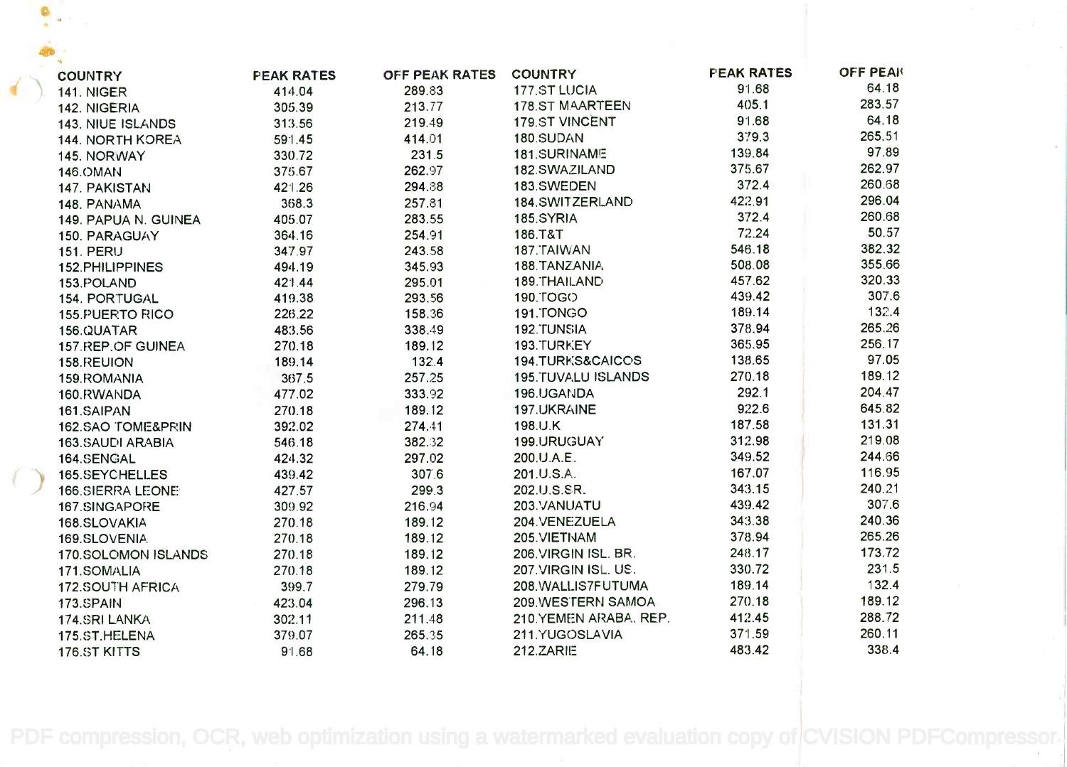| COUNTRY | PEAK RATES | OFF PEAK RATES | COUNTRY | PEAK RATES | OFF PEAK |
|---|---|---|---|---|---|
| 141. NIGER | 414.04 | 289.83 | 177.ST LUCIA | 91.68 | 64.18 |
| 142. NIGERIA | 305.39 | 213.77 | 178.ST MAARTEEN | 405.1 | 283.57 |
| 143. NIUE ISLANDS | 313.56 | 219.49 | 179.ST VINCENT | 91.68 | 64.18 |
| 144. NORTH KOREA | 591.45 | 414.01 | 180.SUDAN | 379.3 | 265.51 |
| 145. NORWAY | 330.72 | 231.5 | 181.SURINAME | 139.84 | 97.89 |
| 146.OMAN | 375.67 | 262.97 | 182.SWAZILAND | 375.67 | 262.97 |
| 147. PAKISTAN | 421.26 | 294.88 | 183.SWEDEN | 372.4 | 260.68 |
| 148. PANAMA | 368.3 | 257.81 | 184.SWITZERLAND | 422.91 | 296.04 |
| 149. PAPUA N. GUINEA | 405.07 | 283.55 | 185.SYRIA | 372.4 | 260.68 |
| 150. PARAGUAY | 364.16 | 254.91 | 186.T&T | 72.24 | 50.57 |
| 151. PERU | 347.97 | 243.58 | 187.TAIWAN | 546.18 | 382.32 |
| 152.PHILIPPINES | 494.19 | 345.93 | 188.TANZANIA | 508.08 | 355.66 |
| 153.POLAND | 421.44 | 295.01 | 189.THAILAND | 457.62 | 320.33 |
| 154. PORTUGAL | 419.38 | 293.56 | 190.TOGO | 439.42 | 307.6 |
| 155.PUERTO RICO | 226.22 | 158.36 | 191.TONGO | 189.14 | 132.4 |
| 156.QUATAR | 483.56 | 338.49 | 192.TUNSIA | 378.94 | 265.26 |
| 157.REP.OF GUINEA | 270.18 | 189.12 | 193.TURKEY | 365.95 | 256.17 |
| 158.REUION | 189.14 | 132.4 | 194.TURKS&CAICOS | 138.65 | 97.05 |
| 159.ROMANIA | 367.5 | 257.25 | 195.TUVALU ISLANDS | 270.18 | 189.12 |
| 160.RWANDA | 477.02 | 333.92 | 196.UGANDA | 292.1 | 204.47 |
| 161.SAIPAN | 270.18 | 189.12 | 197.UKRAINE | 922.6 | 645.82 |
| 162.SAO TOME&PRIN | 392.02 | 274.41 | 198.U.K | 187.58 | 131.31 |
| 163.SAUDI ARABIA | 546.18 | 382.32 | 199.URUGUAY | 312.98 | 219.08 |
| 164.SENGAL | 424.32 | 297.02 | 200.U.A.E. | 349.52 | 244.66 |
| 165.SEYCHELLES | 439.42 | 307.6 | 201.U.S.A. | 167.07 | 116.95 |
| 166.SIERRA LEONE | 427.57 | 299.3 | 202.U.S.SR. | 343.15 | 240.21 |
| 167.SINGAPORE | 309.92 | 216.94 | 203.VANUATU | 439.42 | 307.6 |
| 168.SLOVAKIA | 270.18 | 189.12 | 204.VENEZUELA | 343.38 | 240.36 |
| 169.SLOVENIA | 270.18 | 189.12 | 205.VIETNAM | 378.94 | 265.26 |
| 170.SOLOMON ISLANDS | 270.18 | 189.12 | 206.VIRGIN ISL. BR. | 248.17 | 173.72 |
| 171.SOMALIA | 270.18 | 189.12 | 207.VIRGIN ISL. US. | 330.72 | 231.5 |
| 172.SOUTH AFRICA | 399.7 | 279.79 | 208.WALLIS7FUTUMA | 189.14 | 132.4 |
| 173.SPAIN | 423.04 | 296.13 | 209.WESTERN SAMOA | 270.18 | 189.12 |
| 174.SRI LANKA | 302.11 | 211.48 | 210.YEMEN ARABA. REP. | 412.45 | 288.72 |
| 175.ST.HELENA | 379.07 | 265.35 | 211.YUGOSLAVIA | 371.59 | 260.11 |
| 176.ST KITTS | 91.68 | 64.18 | 212.ZARIE | 483.42 | 338.4 |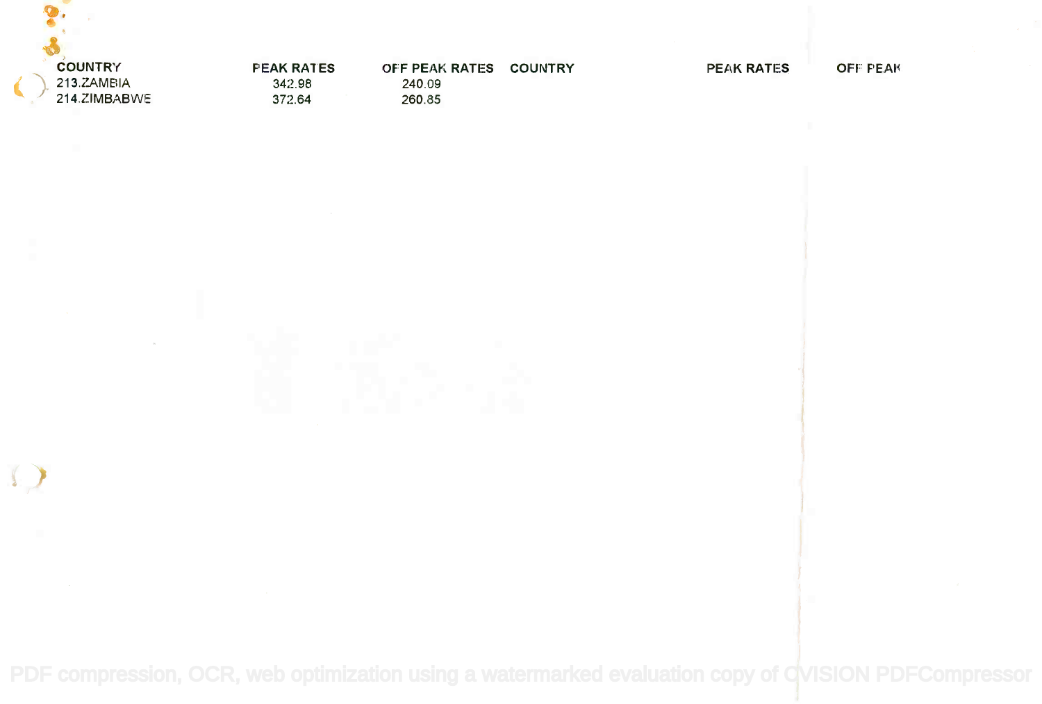| COUNTRY | PEAK RATES | OFF PEAK RATES | COUNTRY | PEAK RATES | OFF PEAK |
|---|---|---|---|---|---|
| 213.ZAMBIA | 342.98 | 240.09 | | | |
| 214.ZIMBABWE | 372.64 | 260.85 | | | |